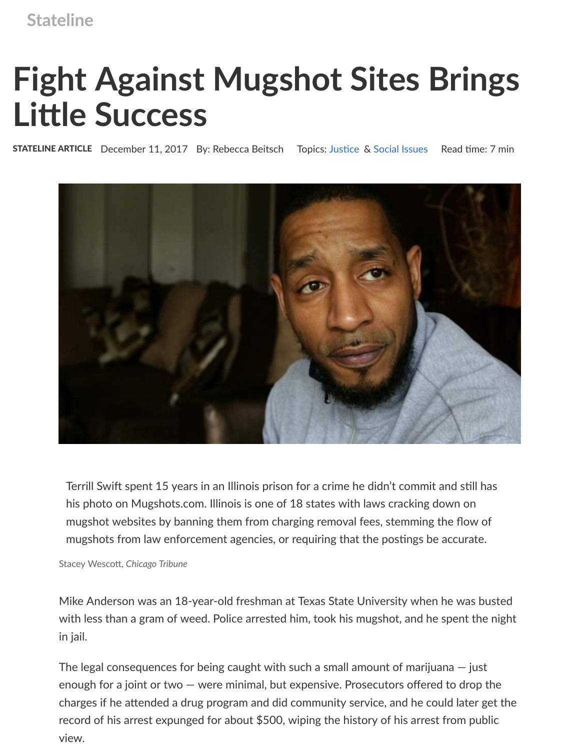Stateline

# Fight Against Mugshot Sites Brings Little Success

**STATELINE ARTICLE** December 11, 2017 By: Rebecca Beitsch Topics: Justice & Social Issues Read time: 7 min

Terrill Swift spent 15 years in an Illinois prison for a crime he didn't commit and still has his photo on Mugshots.com. Illinois is one of 18 states with laws cracking down on mugshot websites by banning them from charging removal fees, stemming the flow of mugshots from law enforcement agencies, or requiring that the postings be accurate.

Stacey Wescott, *Chicago Tribune*

Mike Anderson was an 18-year-old freshman at Texas State University when he was busted with less than a gram of weed. Police arrested him, took his mugshot, and he spent the night in jail.

The legal consequences for being caught with such a small amount of marijuana — just enough for a joint or two — were minimal, but expensive. Prosecutors offered to drop the charges if he attended a drug program and did community service, and he could later get the record of his arrest expunged for about $500, wiping the history of his arrest from public view.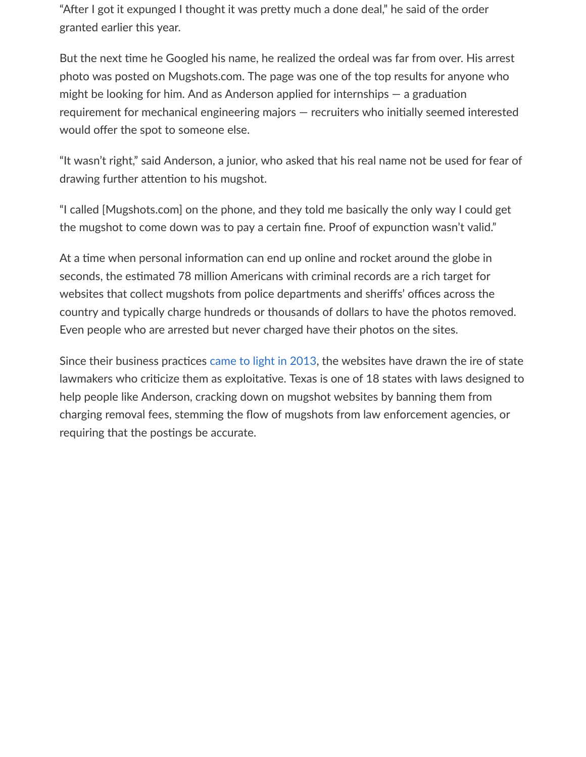"After I got it expunged I thought it was pretty much a done deal," he said of the order granted earlier this year.

But the next time he Googled his name, he realized the ordeal was far from over. His arrest photo was posted on Mugshots.com. The page was one of the top results for anyone who might be looking for him. And as Anderson applied for internships — a graduation requirement for mechanical engineering majors — recruiters who initially seemed interested would offer the spot to someone else.

"It wasn't right," said Anderson, a junior, who asked that his real name not be used for fear of drawing further attention to his mugshot.

"I called [Mugshots.com] on the phone, and they told me basically the only way I could get the mugshot to come down was to pay a certain fine. Proof of expunction wasn't valid."

At a time when personal information can end up online and rocket around the globe in seconds, the estimated 78 million Americans with criminal records are a rich target for websites that collect mugshots from police departments and sheriffs' offices across the country and typically charge hundreds or thousands of dollars to have the photos removed. Even people who are arrested but never charged have their photos on the sites.

Since their business practices came to light in 2013, the websites have drawn the ire of state lawmakers who criticize them as exploitative. Texas is one of 18 states with laws designed to help people like Anderson, cracking down on mugshot websites by banning them from charging removal fees, stemming the flow of mugshots from law enforcement agencies, or requiring that the postings be accurate.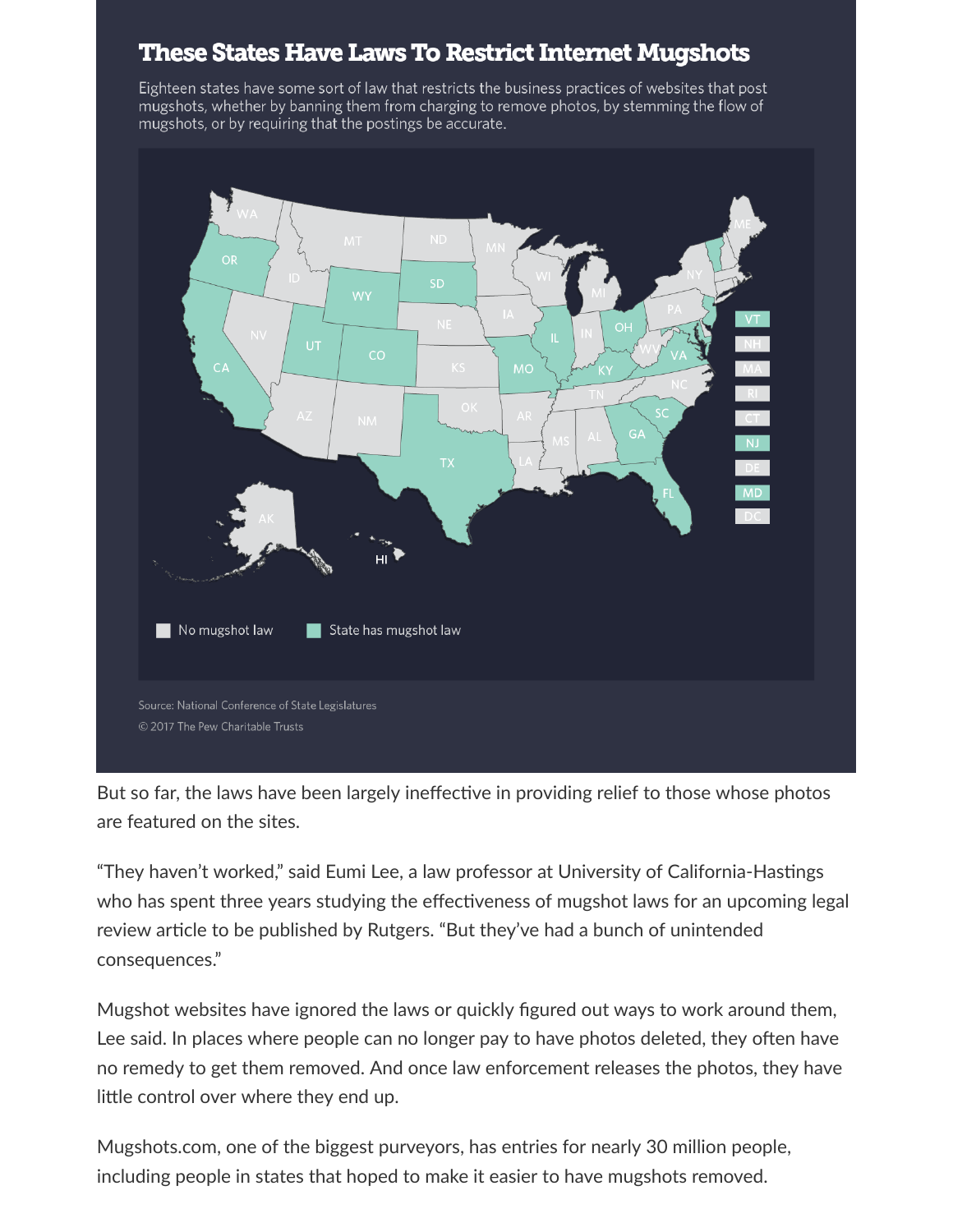## These States Have Laws To Restrict Internet Mugshots

Eighteen states have some sort of law that restricts the business practices of websites that post mugshots, whether by banning them from charging to remove photos, by stemming the flow of mugshots, or by requiring that the postings be accurate.

No mugshot law | State has mugshot law

Source: National Conference of State Legislatures

© 2017 The Pew Charitable Trusts

But so far, the laws have been largely ineffective in providing relief to those whose photos are featured on the sites.

"They haven't worked," said Eumi Lee, a law professor at University of California-Hastings who has spent three years studying the effectiveness of mugshot laws for an upcoming legal review article to be published by Rutgers. "But they've had a bunch of unintended consequences."

Mugshot websites have ignored the laws or quickly figured out ways to work around them, Lee said. In places where people can no longer pay to have photos deleted, they often have no remedy to get them removed. And once law enforcement releases the photos, they have little control over where they end up.

Mugshots.com, one of the biggest purveyors, has entries for nearly 30 million people, including people in states that hoped to make it easier to have mugshots removed.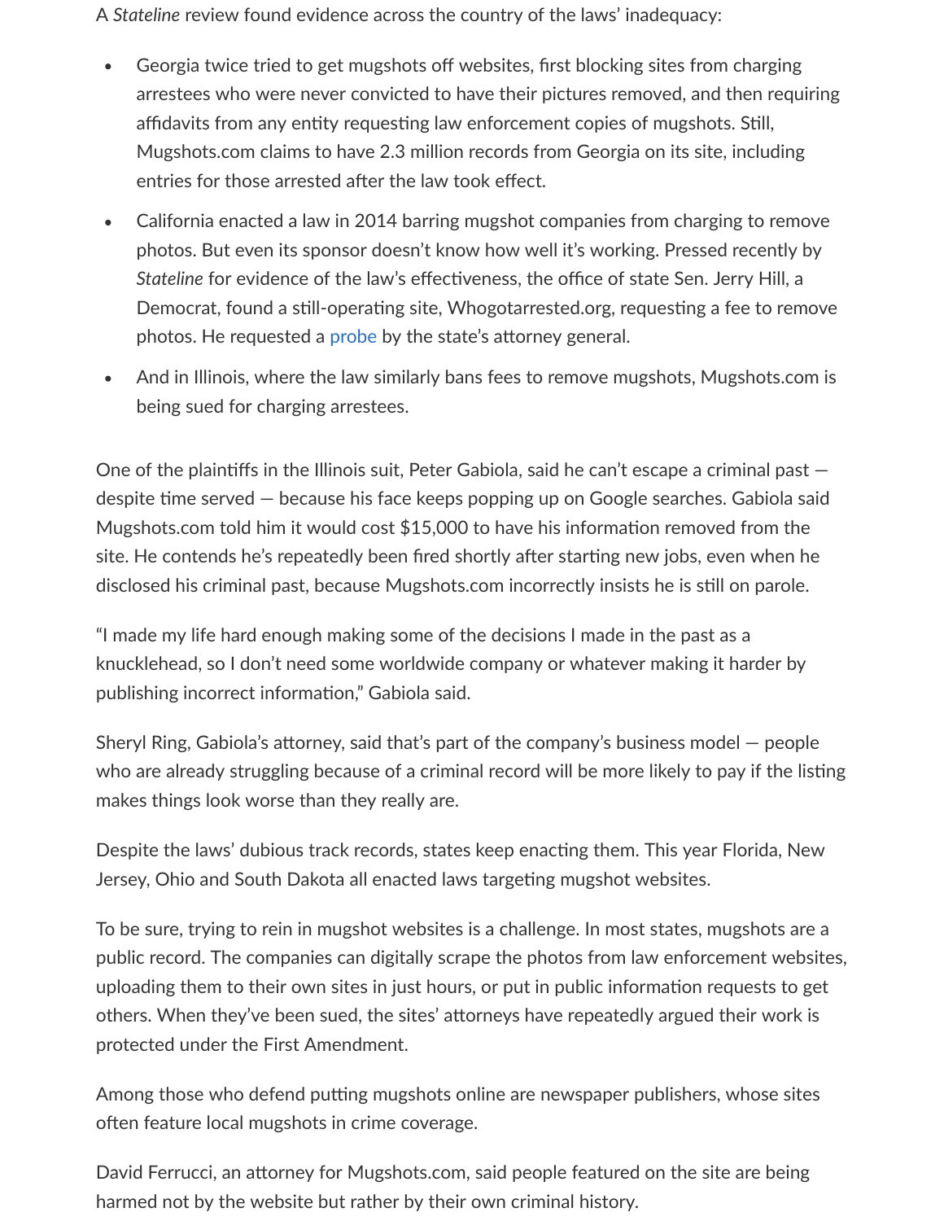A *Stateline* review found evidence across the country of the laws' inadequacy:

- Georgia twice tried to get mugshots off websites, first blocking sites from charging arrestees who were never convicted to have their pictures removed, and then requiring affidavits from any entity requesting law enforcement copies of mugshots. Still, Mugshots.com claims to have 2.3 million records from Georgia on its site, including entries for those arrested after the law took effect.
- California enacted a law in 2014 barring mugshot companies from charging to remove photos. But even its sponsor doesn't know how well it's working. Pressed recently by *Stateline* for evidence of the law's effectiveness, the office of state Sen. Jerry Hill, a Democrat, found a still-operating site, Whogotarrested.org, requesting a fee to remove photos. He requested a probe by the state's attorney general.
- And in Illinois, where the law similarly bans fees to remove mugshots, Mugshots.com is being sued for charging arrestees.

One of the plaintiffs in the Illinois suit, Peter Gabiola, said he can't escape a criminal past — despite time served — because his face keeps popping up on Google searches. Gabiola said Mugshots.com told him it would cost $15,000 to have his information removed from the site. He contends he's repeatedly been fired shortly after starting new jobs, even when he disclosed his criminal past, because Mugshots.com incorrectly insists he is still on parole.

"I made my life hard enough making some of the decisions I made in the past as a knucklehead, so I don't need some worldwide company or whatever making it harder by publishing incorrect information," Gabiola said.

Sheryl Ring, Gabiola's attorney, said that's part of the company's business model — people who are already struggling because of a criminal record will be more likely to pay if the listing makes things look worse than they really are.

Despite the laws' dubious track records, states keep enacting them. This year Florida, New Jersey, Ohio and South Dakota all enacted laws targeting mugshot websites.

To be sure, trying to rein in mugshot websites is a challenge. In most states, mugshots are a public record. The companies can digitally scrape the photos from law enforcement websites, uploading them to their own sites in just hours, or put in public information requests to get others. When they've been sued, the sites' attorneys have repeatedly argued their work is protected under the First Amendment.

Among those who defend putting mugshots online are newspaper publishers, whose sites often feature local mugshots in crime coverage.

David Ferrucci, an attorney for Mugshots.com, said people featured on the site are being harmed not by the website but rather by their own criminal history.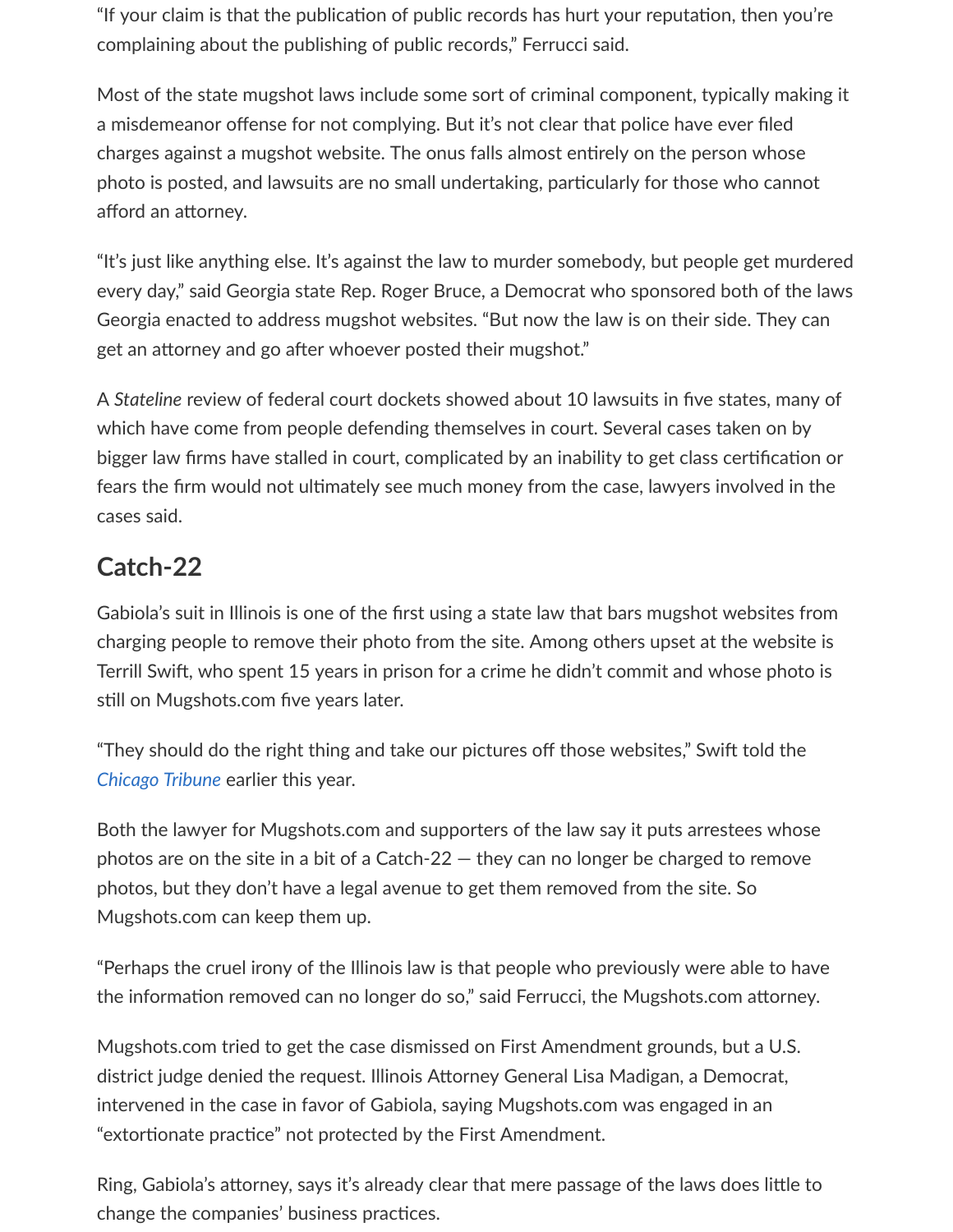"If your claim is that the publication of public records has hurt your reputation, then you're complaining about the publishing of public records," Ferrucci said.

Most of the state mugshot laws include some sort of criminal component, typically making it a misdemeanor offense for not complying. But it's not clear that police have ever filed charges against a mugshot website. The onus falls almost entirely on the person whose photo is posted, and lawsuits are no small undertaking, particularly for those who cannot afford an attorney.

"It's just like anything else. It's against the law to murder somebody, but people get murdered every day," said Georgia state Rep. Roger Bruce, a Democrat who sponsored both of the laws Georgia enacted to address mugshot websites. "But now the law is on their side. They can get an attorney and go after whoever posted their mugshot."

A *Stateline* review of federal court dockets showed about 10 lawsuits in five states, many of which have come from people defending themselves in court. Several cases taken on by bigger law firms have stalled in court, complicated by an inability to get class certification or fears the firm would not ultimately see much money from the case, lawyers involved in the cases said.

## Catch-22

Gabiola's suit in Illinois is one of the first using a state law that bars mugshot websites from charging people to remove their photo from the site. Among others upset at the website is Terrill Swift, who spent 15 years in prison for a crime he didn't commit and whose photo is still on Mugshots.com five years later.

"They should do the right thing and take our pictures off those websites," Swift told the *Chicago Tribune* earlier this year.

Both the lawyer for Mugshots.com and supporters of the law say it puts arrestees whose photos are on the site in a bit of a Catch-22 — they can no longer be charged to remove photos, but they don't have a legal avenue to get them removed from the site. So Mugshots.com can keep them up.

"Perhaps the cruel irony of the Illinois law is that people who previously were able to have the information removed can no longer do so," said Ferrucci, the Mugshots.com attorney.

Mugshots.com tried to get the case dismissed on First Amendment grounds, but a U.S. district judge denied the request. Illinois Attorney General Lisa Madigan, a Democrat, intervened in the case in favor of Gabiola, saying Mugshots.com was engaged in an "extortionate practice" not protected by the First Amendment.

Ring, Gabiola's attorney, says it's already clear that mere passage of the laws does little to change the companies' business practices.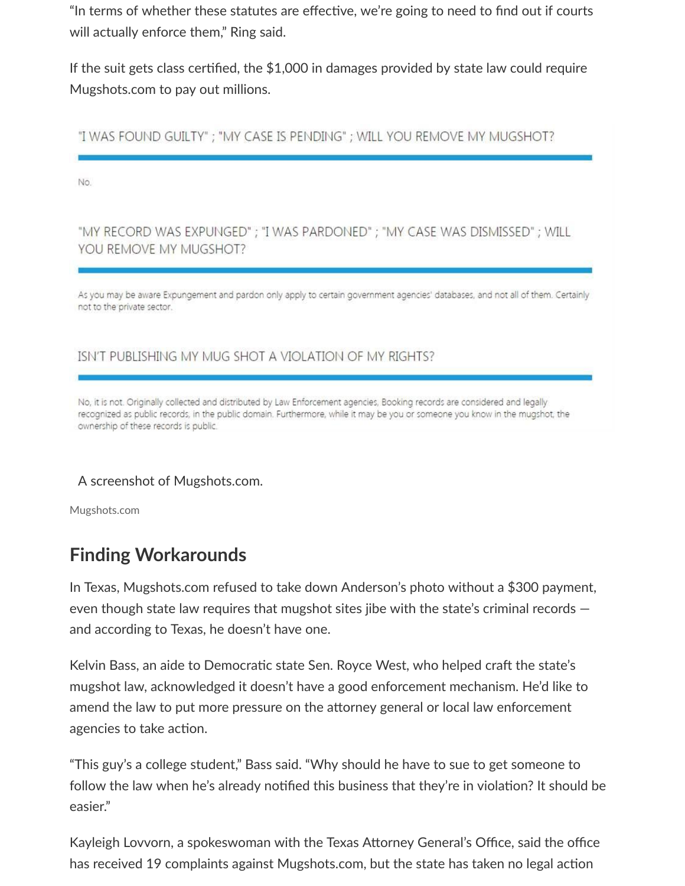"In terms of whether these statutes are effective, we're going to need to find out if courts will actually enforce them," Ring said.

If the suit gets class certified, the $1,000 in damages provided by state law could require Mugshots.com to pay out millions.

"I WAS FOUND GUILTY" ; "MY CASE IS PENDING" ; WILL YOU REMOVE MY MUGSHOT?

No.

"MY RECORD WAS EXPUNGED" ; "I WAS PARDONED" ; "MY CASE WAS DISMISSED" ; WILL YOU REMOVE MY MUGSHOT?

As you may be aware Expungement and pardon only apply to certain government agencies' databases, and not all of them. Certainly not to the private sector.

ISN'T PUBLISHING MY MUG SHOT A VIOLATION OF MY RIGHTS?

No, it is not. Originally collected and distributed by Law Enforcement agencies, Booking records are considered and legally recognized as public records, in the public domain. Furthermore, while it may be you or someone you know in the mugshot, the ownership of these records is public.

A screenshot of Mugshots.com.

Mugshots.com

## Finding Workarounds

In Texas, Mugshots.com refused to take down Anderson's photo without a $300 payment, even though state law requires that mugshot sites jibe with the state's criminal records — and according to Texas, he doesn't have one.

Kelvin Bass, an aide to Democratic state Sen. Royce West, who helped craft the state's mugshot law, acknowledged it doesn't have a good enforcement mechanism. He'd like to amend the law to put more pressure on the attorney general or local law enforcement agencies to take action.

"This guy's a college student," Bass said. "Why should he have to sue to get someone to follow the law when he's already notified this business that they're in violation? It should be easier."

Kayleigh Lovvorn, a spokeswoman with the Texas Attorney General's Office, said the office has received 19 complaints against Mugshots.com, but the state has taken no legal action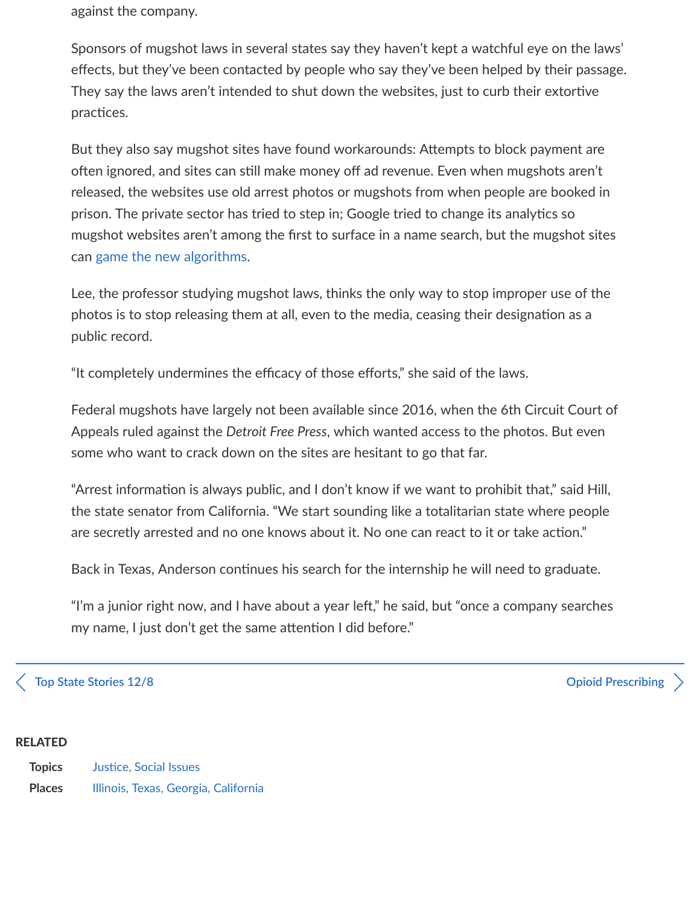against the company.

Sponsors of mugshot laws in several states say they haven't kept a watchful eye on the laws' effects, but they've been contacted by people who say they've been helped by their passage. They say the laws aren't intended to shut down the websites, just to curb their extortive practices.

But they also say mugshot sites have found workarounds: Attempts to block payment are often ignored, and sites can still make money off ad revenue. Even when mugshots aren't released, the websites use old arrest photos or mugshots from when people are booked in prison. The private sector has tried to step in; Google tried to change its analytics so mugshot websites aren't among the first to surface in a name search, but the mugshot sites can game the new algorithms.

Lee, the professor studying mugshot laws, thinks the only way to stop improper use of the photos is to stop releasing them at all, even to the media, ceasing their designation as a public record.

"It completely undermines the efficacy of those efforts," she said of the laws.

Federal mugshots have largely not been available since 2016, when the 6th Circuit Court of Appeals ruled against the *Detroit Free Press*, which wanted access to the photos. But even some who want to crack down on the sites are hesitant to go that far.

"Arrest information is always public, and I don't know if we want to prohibit that," said Hill, the state senator from California. "We start sounding like a totalitarian state where people are secretly arrested and no one knows about it. No one can react to it or take action."

Back in Texas, Anderson continues his search for the internship he will need to graduate.

"I'm a junior right now, and I have about a year left," he said, but "once a company searches my name, I just don't get the same attention I did before."

Top State Stories 12/8

Opioid Prescribing

**RELATED**

**Topics** Justice, Social Issues

**Places** Illinois, Texas, Georgia, California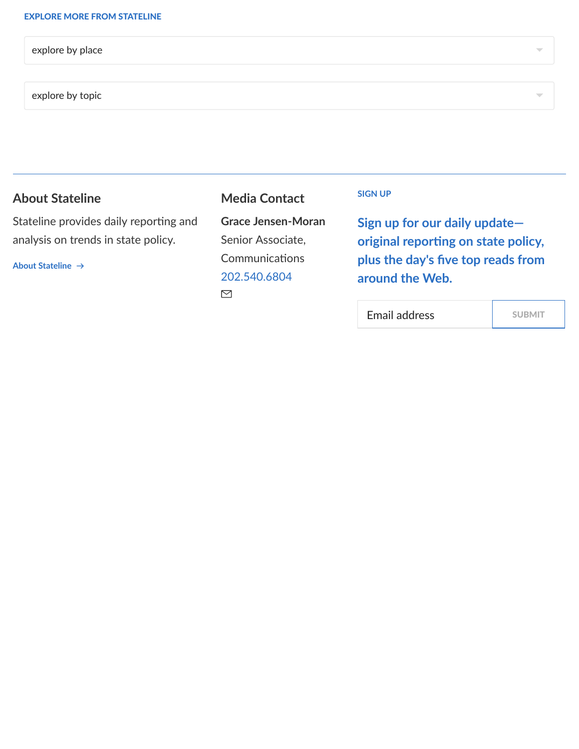EXPLORE MORE FROM STATELINE

explore by place

explore by topic

## About Stateline

Stateline provides daily reporting and analysis on trends in state policy.

About Stateline →

## Media Contact

**Grace Jensen-Moran**
Senior Associate, Communications
202.540.6804

SIGN UP

**Sign up for our daily update—original reporting on state policy, plus the day's five top reads from around the Web.**

Email address SUBMIT